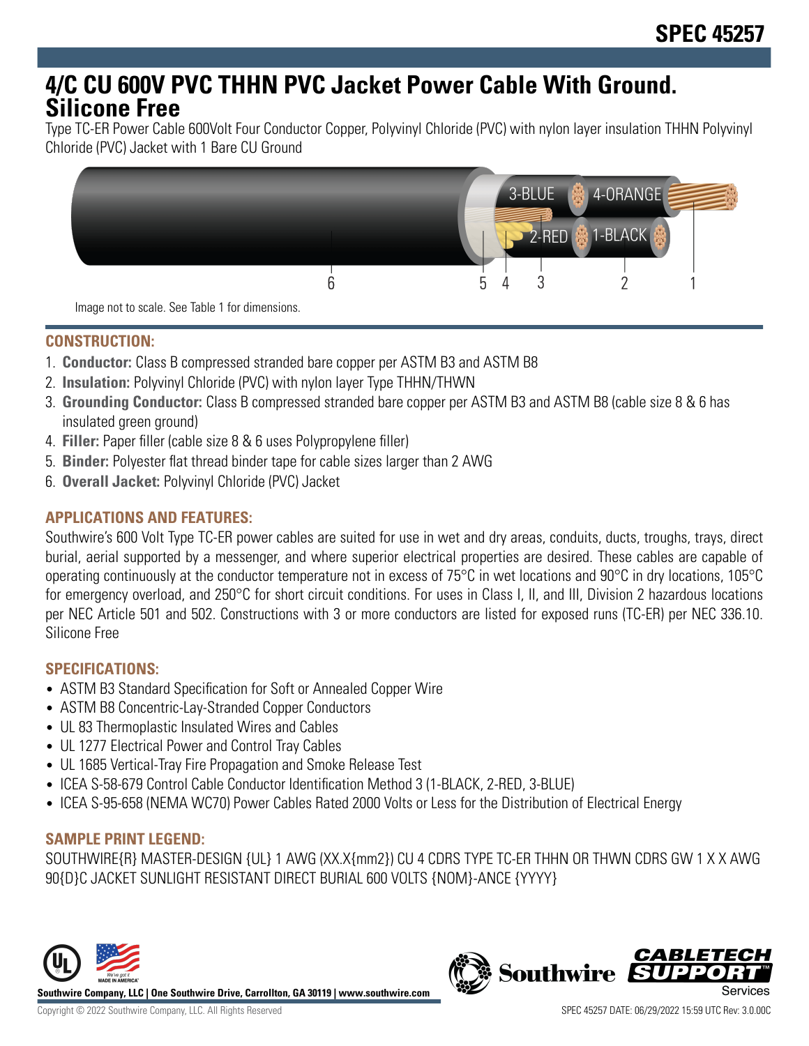# SPEC 45257

# 4/C CU 600V PVC THHN PVC Jacket Power Cable With Ground. Silicone Free

Type TC-ER Power Cable 600Volt Four Conductor Copper, Polyvinyl Chloride (PVC) with nylon layer insulation THHN Polyvinyl Chloride (PVC) Jacket with 1 Bare CU Ground

Image not to scale. See Table 1 for dimensions.

## CONSTRUCTION:

1. **Conductor:** Class B compressed stranded bare copper per ASTM B3 and ASTM B8
2. **Insulation:** Polyvinyl Chloride (PVC) with nylon layer Type THHN/THWN
3. **Grounding Conductor:** Class B compressed stranded bare copper per ASTM B3 and ASTM B8 (cable size 8 & 6 has insulated green ground)
4. **Filler:** Paper filler (cable size 8 & 6 uses Polypropylene filler)
5. **Binder:** Polyester flat thread binder tape for cable sizes larger than 2 AWG
6. **Overall Jacket:** Polyvinyl Chloride (PVC) Jacket

## APPLICATIONS AND FEATURES:

Southwire's 600 Volt Type TC-ER power cables are suited for use in wet and dry areas, conduits, ducts, troughs, trays, direct burial, aerial supported by a messenger, and where superior electrical properties are desired. These cables are capable of operating continuously at the conductor temperature not in excess of 75°C in wet locations and 90°C in dry locations, 105°C for emergency overload, and 250°C for short circuit conditions. For uses in Class I, II, and III, Division 2 hazardous locations per NEC Article 501 and 502. Constructions with 3 or more conductors are listed for exposed runs (TC-ER) per NEC 336.10. Silicone Free

## SPECIFICATIONS:

- ASTM B3 Standard Specification for Soft or Annealed Copper Wire
- ASTM B8 Concentric-Lay-Stranded Copper Conductors
- UL 83 Thermoplastic Insulated Wires and Cables
- UL 1277 Electrical Power and Control Tray Cables
- UL 1685 Vertical-Tray Fire Propagation and Smoke Release Test
- ICEA S-58-679 Control Cable Conductor Identification Method 3 (1-BLACK, 2-RED, 3-BLUE)
- ICEA S-95-658 (NEMA WC70) Power Cables Rated 2000 Volts or Less for the Distribution of Electrical Energy

## SAMPLE PRINT LEGEND:

SOUTHWIRE{R} MASTER-DESIGN {UL} 1 AWG (XX.X{mm2}) CU 4 CDRS TYPE TC-ER THHN OR THWN CDRS GW 1 X X AWG 90{D}C JACKET SUNLIGHT RESISTANT DIRECT BURIAL 600 VOLTS {NOM}-ANCE {YYYY}

**Southwire Company, LLC | One Southwire Drive, Carrollton, GA 30119 | www.southwire.com**

Copyright © 2022 Southwire Company, LLC. All Rights Reserved

SPEC 45257 DATE: 06/29/2022 15:59 UTC Rev: 3.0.00C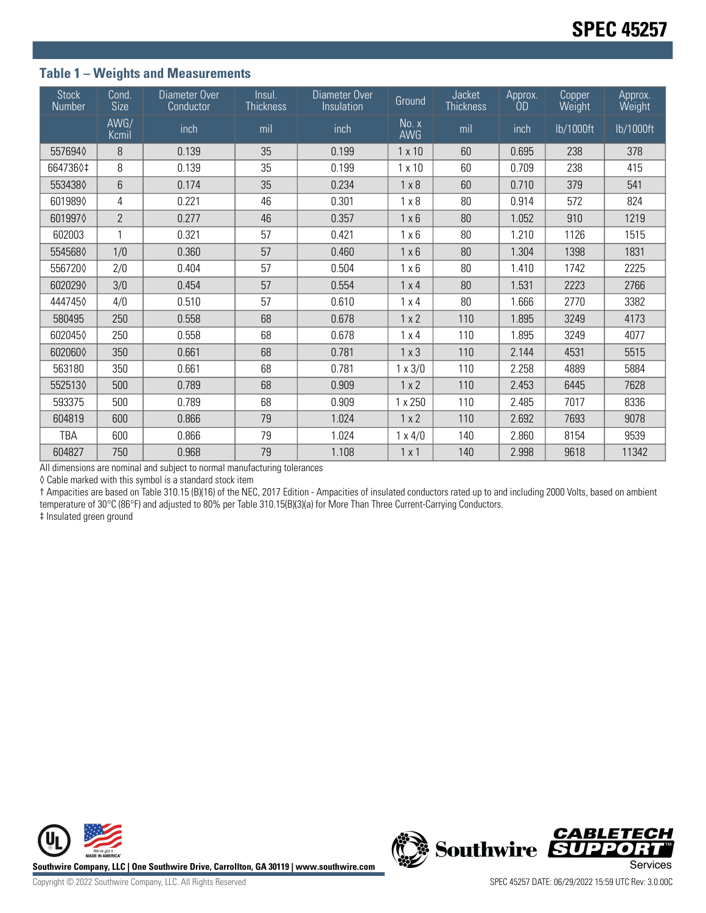# SPEC 45257

### Table 1 – Weights and Measurements

| Stock Number | Cond. Size | Diameter Over Conductor | Insul. Thickness | Diameter Over Insulation | Ground | Jacket Thickness | Approx. OD | Copper Weight | Approx. Weight |
|---|---|---|---|---|---|---|---|---|---|
| | AWG/ Kcmil | inch | mil | inch | No. x AWG | mil | inch | lb/1000ft | lb/1000ft |
| 557694◊ | 8 | 0.139 | 35 | 0.199 | 1 x 10 | 60 | 0.695 | 238 | 378 |
| 664736◊‡ | 8 | 0.139 | 35 | 0.199 | 1 x 10 | 60 | 0.709 | 238 | 415 |
| 553438◊ | 6 | 0.174 | 35 | 0.234 | 1 x 8 | 60 | 0.710 | 379 | 541 |
| 601989◊ | 4 | 0.221 | 46 | 0.301 | 1 x 8 | 80 | 0.914 | 572 | 824 |
| 601997◊ | 2 | 0.277 | 46 | 0.357 | 1 x 6 | 80 | 1.052 | 910 | 1219 |
| 602003 | 1 | 0.321 | 57 | 0.421 | 1 x 6 | 80 | 1.210 | 1126 | 1515 |
| 554568◊ | 1/0 | 0.360 | 57 | 0.460 | 1 x 6 | 80 | 1.304 | 1398 | 1831 |
| 556720◊ | 2/0 | 0.404 | 57 | 0.504 | 1 x 6 | 80 | 1.410 | 1742 | 2225 |
| 602029◊ | 3/0 | 0.454 | 57 | 0.554 | 1 x 4 | 80 | 1.531 | 2223 | 2766 |
| 444745◊ | 4/0 | 0.510 | 57 | 0.610 | 1 x 4 | 80 | 1.666 | 2770 | 3382 |
| 580495 | 250 | 0.558 | 68 | 0.678 | 1 x 2 | 110 | 1.895 | 3249 | 4173 |
| 602045◊ | 250 | 0.558 | 68 | 0.678 | 1 x 4 | 110 | 1.895 | 3249 | 4077 |
| 602060◊ | 350 | 0.661 | 68 | 0.781 | 1 x 3 | 110 | 2.144 | 4531 | 5515 |
| 563180 | 350 | 0.661 | 68 | 0.781 | 1 x 3/0 | 110 | 2.258 | 4889 | 5884 |
| 552513◊ | 500 | 0.789 | 68 | 0.909 | 1 x 2 | 110 | 2.453 | 6445 | 7628 |
| 593375 | 500 | 0.789 | 68 | 0.909 | 1 x 250 | 110 | 2.485 | 7017 | 8336 |
| 604819 | 600 | 0.866 | 79 | 1.024 | 1 x 2 | 110 | 2.692 | 7693 | 9078 |
| TBA | 600 | 0.866 | 79 | 1.024 | 1 x 4/0 | 140 | 2.860 | 8154 | 9539 |
| 604827 | 750 | 0.968 | 79 | 1.108 | 1 x 1 | 140 | 2.998 | 9618 | 11342 |

All dimensions are nominal and subject to normal manufacturing tolerances

◊ Cable marked with this symbol is a standard stock item

† Ampacities are based on Table 310.15 (B)(16) of the NEC, 2017 Edition - Ampacities of insulated conductors rated up to and including 2000 Volts, based on ambient temperature of 30°C (86°F) and adjusted to 80% per Table 310.15(B)(3)(a) for More Than Three Current-Carrying Conductors.

‡ Insulated green ground

Southwire Company, LLC | One Southwire Drive, Carrollton, GA 30119 | www.southwire.com

Copyright © 2022 Southwire Company, LLC. All Rights Reserved

SPEC 45257 DATE: 06/29/2022 15:59 UTC Rev: 3.0.00C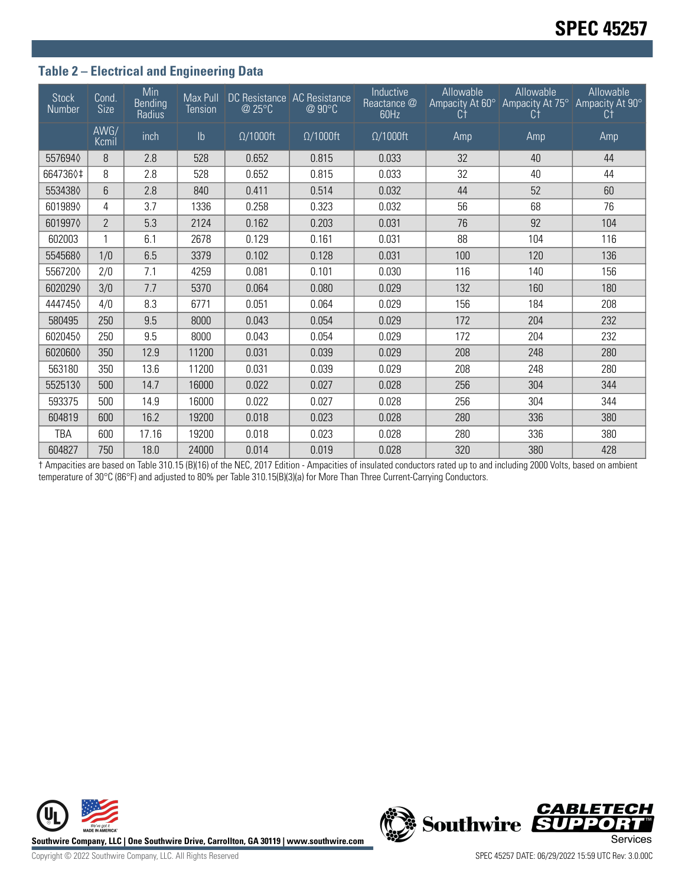## Table 2 – Electrical and Engineering Data

| Stock Number | Cond. Size | Min Bending Radius | Max Pull Tension | DC Resistance @ 25°C | AC Resistance @ 90°C | Inductive Reactance @ 60Hz | Allowable Ampacity At 60° C† | Allowable Ampacity At 75° C† | Allowable Ampacity At 90° C† |
|---|---|---|---|---|---|---|---|---|---|
| | AWG/ Kcmil | inch | lb | Ω/1000ft | Ω/1000ft | Ω/1000ft | Amp | Amp | Amp |
| 557694◊ | 8 | 2.8 | 528 | 0.652 | 0.815 | 0.033 | 32 | 40 | 44 |
| 664736◊‡ | 8 | 2.8 | 528 | 0.652 | 0.815 | 0.033 | 32 | 40 | 44 |
| 553438◊ | 6 | 2.8 | 840 | 0.411 | 0.514 | 0.032 | 44 | 52 | 60 |
| 601989◊ | 4 | 3.7 | 1336 | 0.258 | 0.323 | 0.032 | 56 | 68 | 76 |
| 601997◊ | 2 | 5.3 | 2124 | 0.162 | 0.203 | 0.031 | 76 | 92 | 104 |
| 602003 | 1 | 6.1 | 2678 | 0.129 | 0.161 | 0.031 | 88 | 104 | 116 |
| 554568◊ | 1/0 | 6.5 | 3379 | 0.102 | 0.128 | 0.031 | 100 | 120 | 136 |
| 556720◊ | 2/0 | 7.1 | 4259 | 0.081 | 0.101 | 0.030 | 116 | 140 | 156 |
| 602029◊ | 3/0 | 7.7 | 5370 | 0.064 | 0.080 | 0.029 | 132 | 160 | 180 |
| 444745◊ | 4/0 | 8.3 | 6771 | 0.051 | 0.064 | 0.029 | 156 | 184 | 208 |
| 580495 | 250 | 9.5 | 8000 | 0.043 | 0.054 | 0.029 | 172 | 204 | 232 |
| 602045◊ | 250 | 9.5 | 8000 | 0.043 | 0.054 | 0.029 | 172 | 204 | 232 |
| 602060◊ | 350 | 12.9 | 11200 | 0.031 | 0.039 | 0.029 | 208 | 248 | 280 |
| 563180 | 350 | 13.6 | 11200 | 0.031 | 0.039 | 0.029 | 208 | 248 | 280 |
| 552513◊ | 500 | 14.7 | 16000 | 0.022 | 0.027 | 0.028 | 256 | 304 | 344 |
| 593375 | 500 | 14.9 | 16000 | 0.022 | 0.027 | 0.028 | 256 | 304 | 344 |
| 604819 | 600 | 16.2 | 19200 | 0.018 | 0.023 | 0.028 | 280 | 336 | 380 |
| TBA | 600 | 17.16 | 19200 | 0.018 | 0.023 | 0.028 | 280 | 336 | 380 |
| 604827 | 750 | 18.0 | 24000 | 0.014 | 0.019 | 0.028 | 320 | 380 | 428 |

† Ampacities are based on Table 310.15 (B)(16) of the NEC, 2017 Edition - Ampacities of insulated conductors rated up to and including 2000 Volts, based on ambient temperature of 30°C (86°F) and adjusted to 80% per Table 310.15(B)(3)(a) for More Than Three Current-Carrying Conductors.

Southwire Company, LLC | One Southwire Drive, Carrollton, GA 30119 | www.southwire.com

Copyright © 2022 Southwire Company, LLC. All Rights Reserved

SPEC 45257 DATE: 06/29/2022 15:59 UTC Rev: 3.0.00C